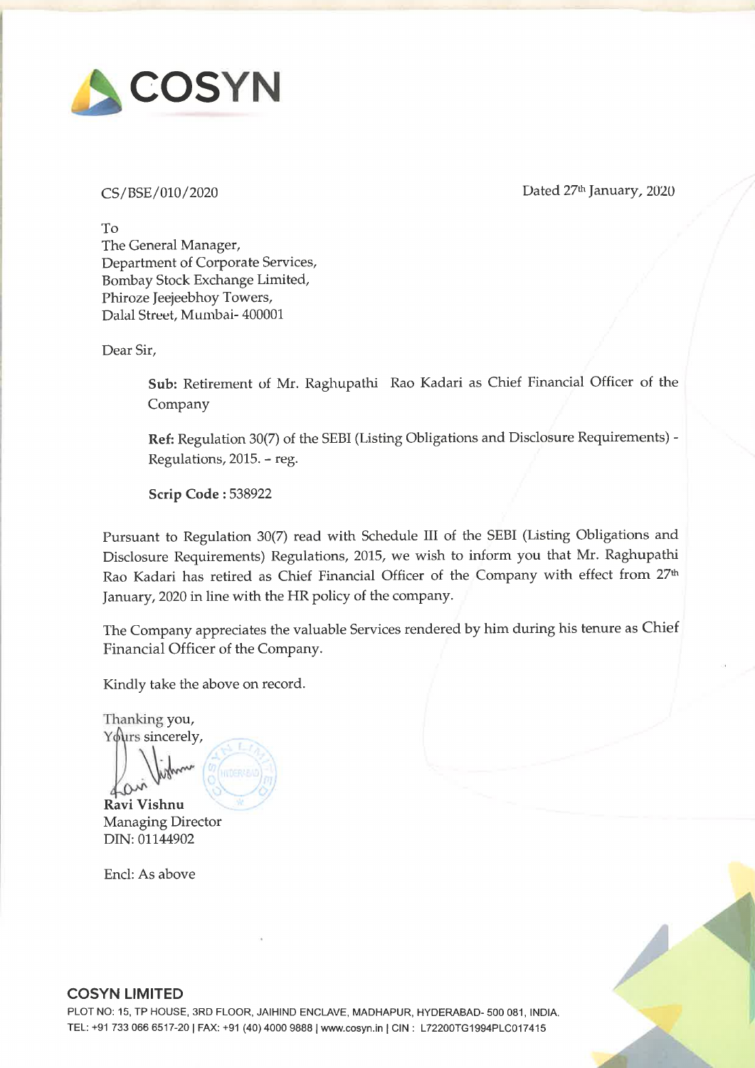# COSYN

CS/BSE/010/2020

Dated 27th January, 2020

To
The General Manager,
Department of Corporate Services,
Bombay Stock Exchange Limited,
Phiroze Jeejeebhoy Towers,
Dalal Street, Mumbai- 400001

Dear Sir,

**Sub:** Retirement of Mr. Raghupathi Rao Kadari as Chief Financial Officer of the Company

**Ref:** Regulation 30(7) of the SEBI (Listing Obligations and Disclosure Requirements) - Regulations, 2015. – reg.

**Scrip Code :** 538922

Pursuant to Regulation 30(7) read with Schedule III of the SEBI (Listing Obligations and Disclosure Requirements) Regulations, 2015, we wish to inform you that Mr. Raghupathi Rao Kadari has retired as Chief Financial Officer of the Company with effect from 27th January, 2020 in line with the HR policy of the company.

The Company appreciates the valuable Services rendered by him during his tenure as Chief Financial Officer of the Company.

Kindly take the above on record.

Thanking you,
Yours sincerely,

**Ravi Vishnu**
Managing Director
DIN: 01144902

Encl: As above

**COSYN LIMITED**
PLOT NO: 15, TP HOUSE, 3RD FLOOR, JAIHIND ENCLAVE, MADHAPUR, HYDERABAD- 500 081, INDIA.
TEL: +91 733 066 6517-20 | FAX: +91 (40) 4000 9888 | www.cosyn.in | CIN : L72200TG1994PLC017415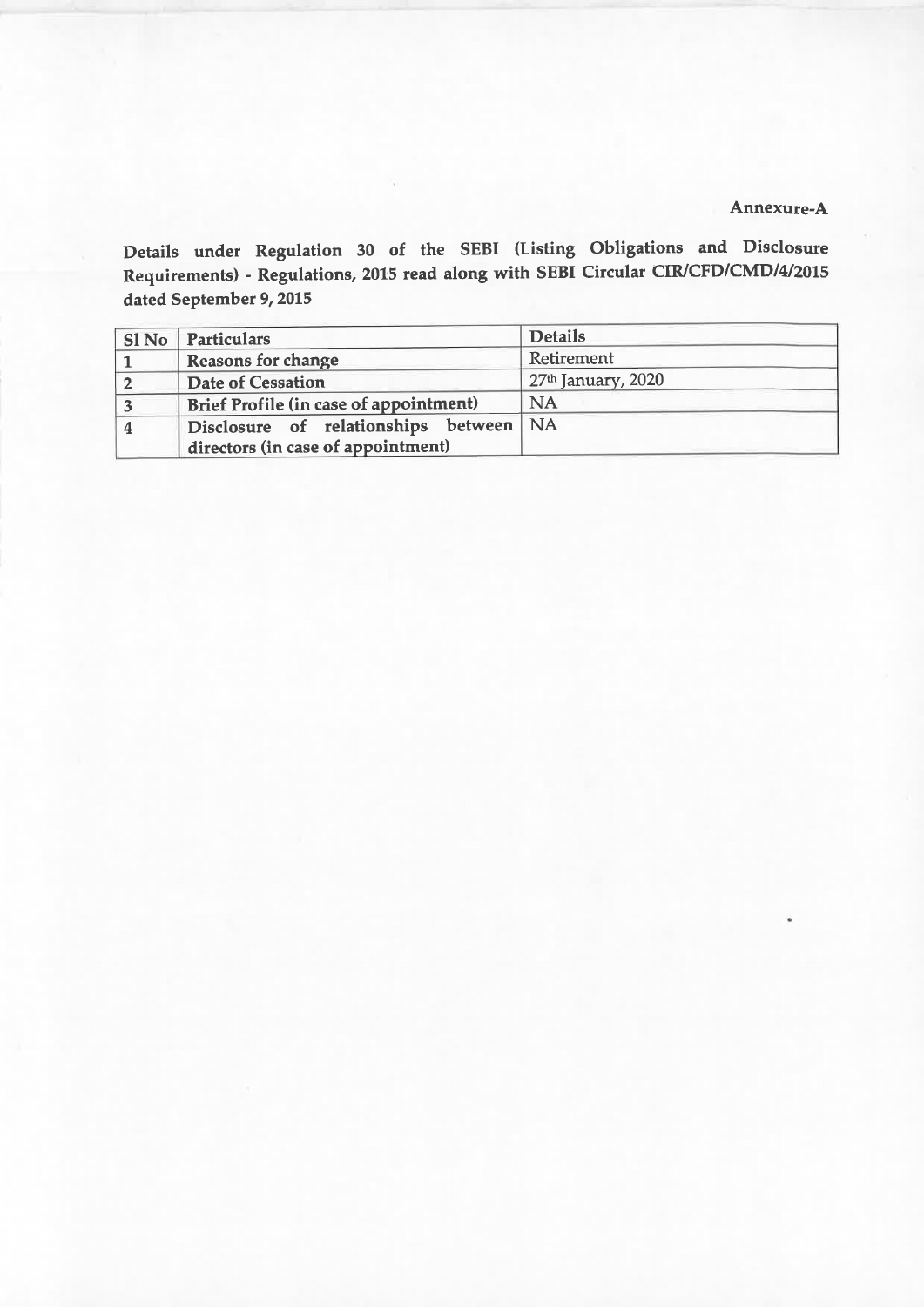**Annexure-A**

**Details under Regulation 30 of the SEBI (Listing Obligations and Disclosure Requirements) - Regulations, 2015 read along with SEBI Circular CIR/CFD/CMD/4/2015 dated September 9, 2015**

| Sl No | Particulars | Details |
|---|---|---|
| 1 | Reasons for change | Retirement |
| 2 | Date of Cessation | 27th January, 2020 |
| 3 | Brief Profile (in case of appointment) | NA |
| 4 | Disclosure of relationships between directors (in case of appointment) | NA |